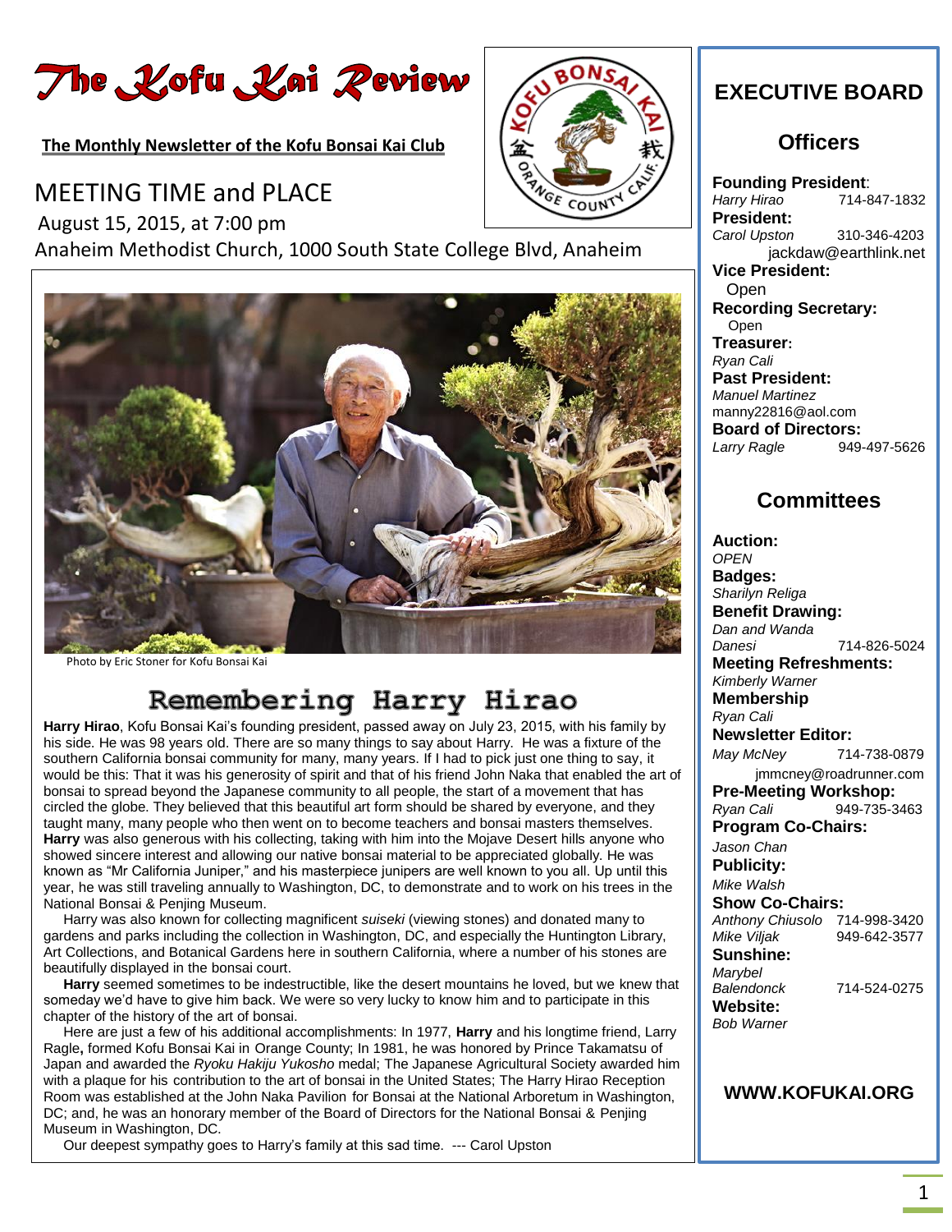# The Kofu Kai Review

**The Monthly Newsletter of the Kofu Bonsai Kai Club**

## MEETING TIME and PLACE

August 15, 2015, at 7:00 pm

Anaheim Methodist Church, 1000 South State College Blvd, Anaheim

Photo by Eric Stoner for Kofu Bonsai Kai

## Remembering Harry Hirao

**Harry Hirao**, Kofu Bonsai Kai's founding president, passed away on July 23, 2015, with his family by his side. He was 98 years old. There are so many things to say about Harry. He was a fixture of the southern California bonsai community for many, many years. If I had to pick just one thing to say, it would be this: That it was his generosity of spirit and that of his friend John Naka that enabled the art of bonsai to spread beyond the Japanese community to all people, the start of a movement that has circled the globe. They believed that this beautiful art form should be shared by everyone, and they taught many, many people who then went on to become teachers and bonsai masters themselves. **Harry** was also generous with his collecting, taking with him into the Mojave Desert hills anyone who showed sincere interest and allowing our native bonsai material to be appreciated globally. He was known as "Mr California Juniper," and his masterpiece junipers are well known to you all. Up until this year, he was still traveling annually to Washington, DC, to demonstrate and to work on his trees in the National Bonsai & Penjing Museum.

Harry was also known for collecting magnificent *suiseki* (viewing stones) and donated many to gardens and parks including the collection in Washington, DC, and especially the Huntington Library, Art Collections, and Botanical Gardens here in southern California, where a number of his stones are beautifully displayed in the bonsai court.

**Harry** seemed sometimes to be indestructible, like the desert mountains he loved, but we knew that someday we'd have to give him back. We were so very lucky to know him and to participate in this chapter of the history of the art of bonsai.

Here are just a few of his additional accomplishments: In 1977, **Harry** and his longtime friend, Larry Ragle**,** formed Kofu Bonsai Kai in Orange County; In 1981, he was honored by Prince Takamatsu of Japan and awarded the *Ryoku Hakiju Yukosho* medal; The Japanese Agricultural Society awarded him with a plaque for his contribution to the art of bonsai in the United States; The Harry Hirao Reception Room was established at the John Naka Pavilion for Bonsai at the National Arboretum in Washington, DC; and, he was an honorary member of the Board of Directors for the National Bonsai & Penjing Museum in Washington, DC.

Our deepest sympathy goes to Harry's family at this sad time. --- Carol Upston

## EXECUTIVE BOARD

### Officers

**Founding President**:
*Harry Hirao* 714-847-1832

**President:**
*Carol Upston* 310-346-4203
jackdaw@earthlink.net

**Vice President:**
Open

**Recording Secretary:**
Open

**Treasurer:**
*Ryan Cali*

**Past President:**
*Manuel Martinez*
manny22816@aol.com

**Board of Directors:**
*Larry Ragle* 949-497-5626

### Committees

**Auction:**
*OPEN*

**Badges:**
*Sharilyn Religa*

**Benefit Drawing:**
*Dan and Wanda Danesi* 714-826-5024

**Meeting Refreshments:**
*Kimberly Warner*

**Membership**
*Ryan Cali*

**Newsletter Editor:**
*May McNey* 714-738-0879
jmmcney@roadrunner.com

**Pre-Meeting Workshop:**
*Ryan Cali* 949-735-3463

**Program Co-Chairs:**
*Jason Chan*

**Publicity:**
*Mike Walsh*

**Show Co-Chairs:**
*Anthony Chiusolo* 714-998-3420
*Mike Viljak* 949-642-3577

**Sunshine:**
*Marybel Balendonck* 714-524-0275

**Website:**
*Bob Warner*

**WWW.KOFUKAI.ORG**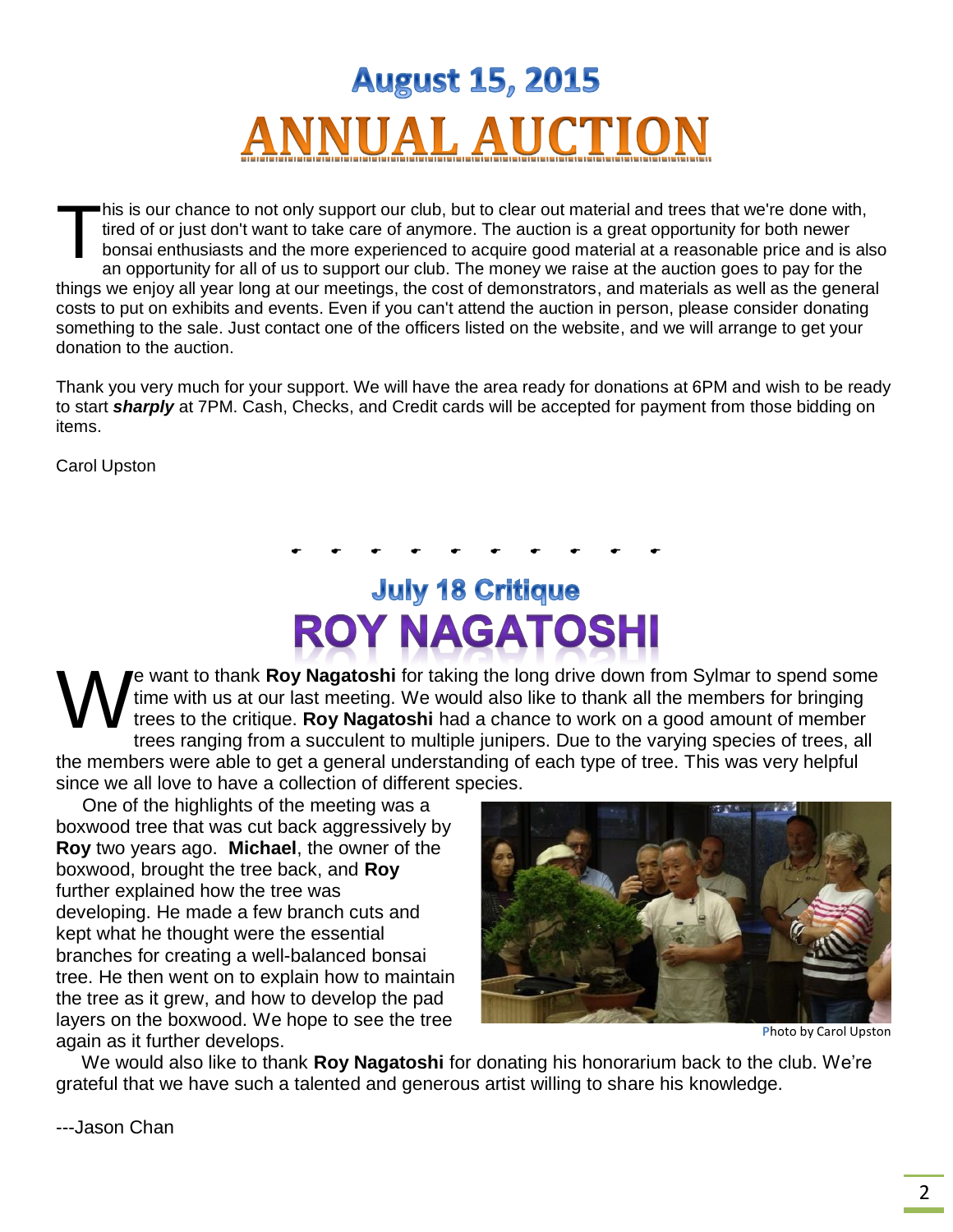# August 15, 2015

# ANNUAL AUCTION

This is our chance to not only support our club, but to clear out material and trees that we're done with, tired of or just don't want to take care of anymore. The auction is a great opportunity for both newer bonsai enthusiasts and the more experienced to acquire good material at a reasonable price and is also an opportunity for all of us to support our club. The money we raise at the auction goes to pay for the things we enjoy all year long at our meetings, the cost of demonstrators, and materials as well as the general costs to put on exhibits and events. Even if you can't attend the auction in person, please consider donating something to the sale. Just contact one of the officers listed on the website, and we will arrange to get your donation to the auction.

Thank you very much for your support. We will have the area ready for donations at 6PM and wish to be ready to start ***sharply*** at 7PM. Cash, Checks, and Credit cards will be accepted for payment from those bidding on items.

Carol Upston

# July 18 Critique

# ROY NAGATOSHI

We want to thank **Roy Nagatoshi** for taking the long drive down from Sylmar to spend some time with us at our last meeting. We would also like to thank all the members for bringing trees to the critique. **Roy Nagatoshi** had a chance to work on a good amount of member trees ranging from a succulent to multiple junipers. Due to the varying species of trees, all the members were able to get a general understanding of each type of tree. This was very helpful since we all love to have a collection of different species.

One of the highlights of the meeting was a boxwood tree that was cut back aggressively by **Roy** two years ago. **Michael**, the owner of the boxwood, brought the tree back, and **Roy** further explained how the tree was developing. He made a few branch cuts and kept what he thought were the essential branches for creating a well-balanced bonsai tree. He then went on to explain how to maintain the tree as it grew, and how to develop the pad layers on the boxwood. We hope to see the tree again as it further develops.

Photo by Carol Upston

We would also like to thank **Roy Nagatoshi** for donating his honorarium back to the club. We're grateful that we have such a talented and generous artist willing to share his knowledge.

---Jason Chan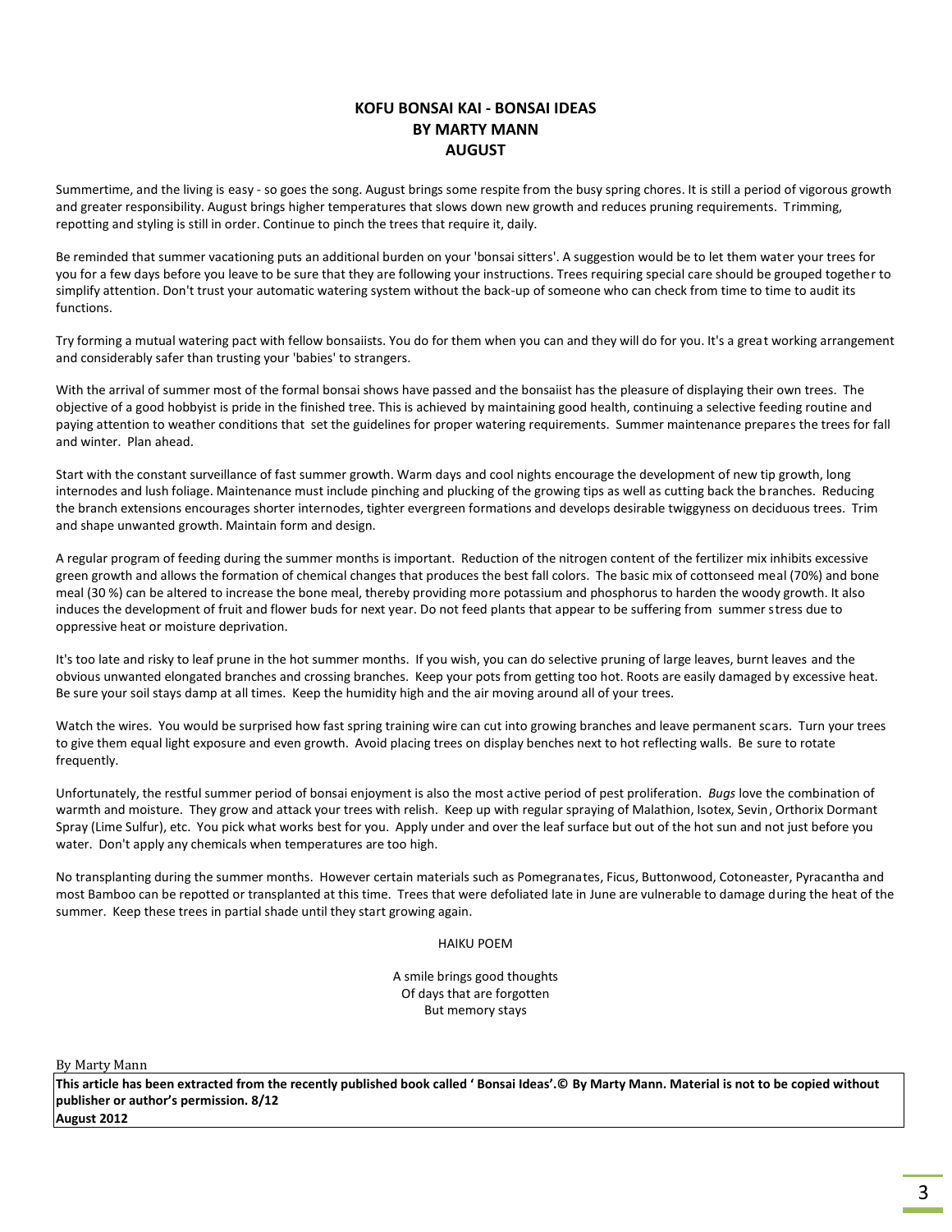# KOFU BONSAI KAI - BONSAI IDEAS
## BY MARTY MANN
## AUGUST

Summertime, and the living is easy - so goes the song. August brings some respite from the busy spring chores. It is still a period of vigorous growth and greater responsibility. August brings higher temperatures that slows down new growth and reduces pruning requirements. Trimming, repotting and styling is still in order. Continue to pinch the trees that require it, daily.

Be reminded that summer vacationing puts an additional burden on your 'bonsai sitters'. A suggestion would be to let them water your trees for you for a few days before you leave to be sure that they are following your instructions. Trees requiring special care should be grouped together to simplify attention. Don't trust your automatic watering system without the back-up of someone who can check from time to time to audit its functions.

Try forming a mutual watering pact with fellow bonsaiists. You do for them when you can and they will do for you. It's a great working arrangement and considerably safer than trusting your 'babies' to strangers.

With the arrival of summer most of the formal bonsai shows have passed and the bonsaiist has the pleasure of displaying their own trees. The objective of a good hobbyist is pride in the finished tree. This is achieved by maintaining good health, continuing a selective feeding routine and paying attention to weather conditions that set the guidelines for proper watering requirements. Summer maintenance prepares the trees for fall and winter. Plan ahead.

Start with the constant surveillance of fast summer growth. Warm days and cool nights encourage the development of new tip growth, long internodes and lush foliage. Maintenance must include pinching and plucking of the growing tips as well as cutting back the branches. Reducing the branch extensions encourages shorter internodes, tighter evergreen formations and develops desirable twiggyness on deciduous trees. Trim and shape unwanted growth. Maintain form and design.

A regular program of feeding during the summer months is important. Reduction of the nitrogen content of the fertilizer mix inhibits excessive green growth and allows the formation of chemical changes that produces the best fall colors. The basic mix of cottonseed meal (70%) and bone meal (30 %) can be altered to increase the bone meal, thereby providing more potassium and phosphorus to harden the woody growth. It also induces the development of fruit and flower buds for next year. Do not feed plants that appear to be suffering from summer stress due to oppressive heat or moisture deprivation.

It's too late and risky to leaf prune in the hot summer months. If you wish, you can do selective pruning of large leaves, burnt leaves and the obvious unwanted elongated branches and crossing branches. Keep your pots from getting too hot. Roots are easily damaged by excessive heat. Be sure your soil stays damp at all times. Keep the humidity high and the air moving around all of your trees.

Watch the wires. You would be surprised how fast spring training wire can cut into growing branches and leave permanent scars. Turn your trees to give them equal light exposure and even growth. Avoid placing trees on display benches next to hot reflecting walls. Be sure to rotate frequently.

Unfortunately, the restful summer period of bonsai enjoyment is also the most active period of pest proliferation. *Bugs* love the combination of warmth and moisture. They grow and attack your trees with relish. Keep up with regular spraying of Malathion, Isotex, Sevin, Orthorix Dormant Spray (Lime Sulfur), etc. You pick what works best for you. Apply under and over the leaf surface but out of the hot sun and not just before you water. Don't apply any chemicals when temperatures are too high.

No transplanting during the summer months. However certain materials such as Pomegranates, Ficus, Buttonwood, Cotoneaster, Pyracantha and most Bamboo can be repotted or transplanted at this time. Trees that were defoliated late in June are vulnerable to damage during the heat of the summer. Keep these trees in partial shade until they start growing again.

HAIKU POEM

A smile brings good thoughts  
Of days that are forgotten  
But memory stays

By Marty Mann

**This article has been extracted from the recently published book called ' Bonsai Ideas'.© By Marty Mann. Material is not to be copied without publisher or author's permission. 8/12**  
**August 2012**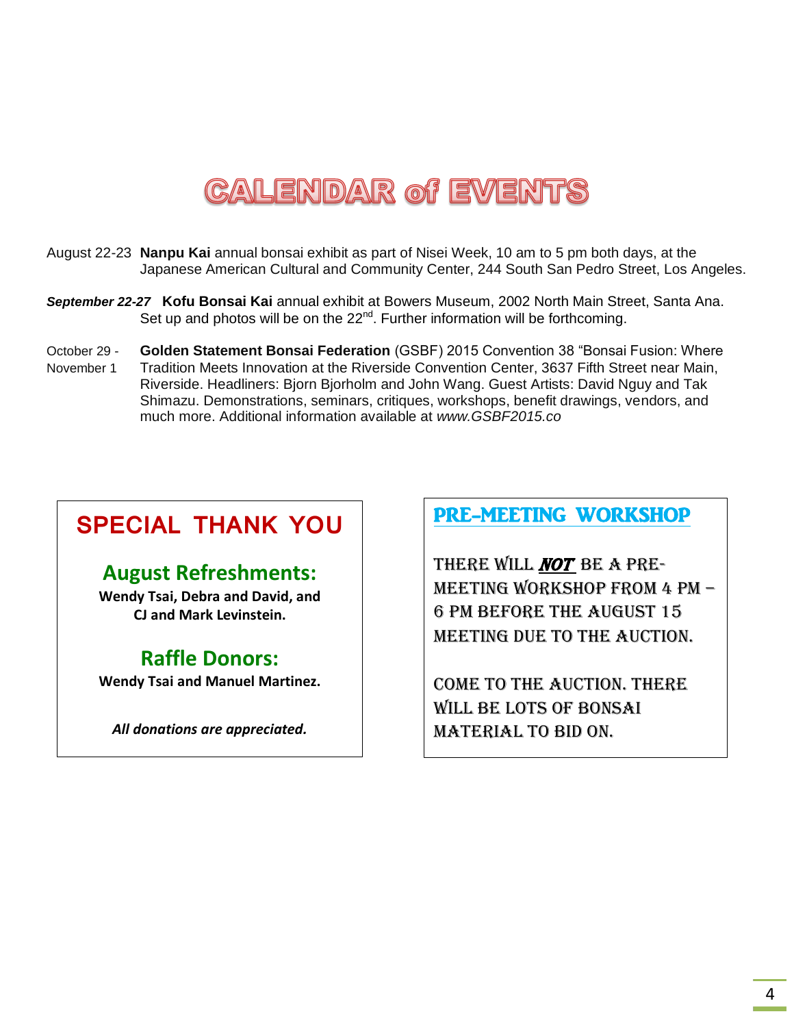# CALENDAR of EVENTS

August 22-23 **Nanpu Kai** annual bonsai exhibit as part of Nisei Week, 10 am to 5 pm both days, at the Japanese American Cultural and Community Center, 244 South San Pedro Street, Los Angeles.

***September 22-27*** **Kofu Bonsai Kai** annual exhibit at Bowers Museum, 2002 North Main Street, Santa Ana. Set up and photos will be on the 22nd. Further information will be forthcoming.

October 29 - November 1 **Golden Statement Bonsai Federation** (GSBF) 2015 Convention 38 "Bonsai Fusion: Where Tradition Meets Innovation at the Riverside Convention Center, 3637 Fifth Street near Main, Riverside. Headliners: Bjorn Bjorholm and John Wang. Guest Artists: David Nguy and Tak Shimazu. Demonstrations, seminars, critiques, workshops, benefit drawings, vendors, and much more. Additional information available at *www.GSBF2015.co*

## SPECIAL THANK YOU

### August Refreshments:

**Wendy Tsai, Debra and David, and CJ and Mark Levinstein.**

### Raffle Donors:

**Wendy Tsai and Manuel Martinez.**

***All donations are appreciated.***

## PRE-MEETING WORKSHOP

THERE WILL ***NOT*** BE A PRE-MEETING WORKSHOP FROM 4 PM – 6 PM BEFORE THE AUGUST 15 MEETING DUE TO THE AUCTION.

COME TO THE AUCTION. THERE WILL BE LOTS OF BONSAI MATERIAL TO BID ON.